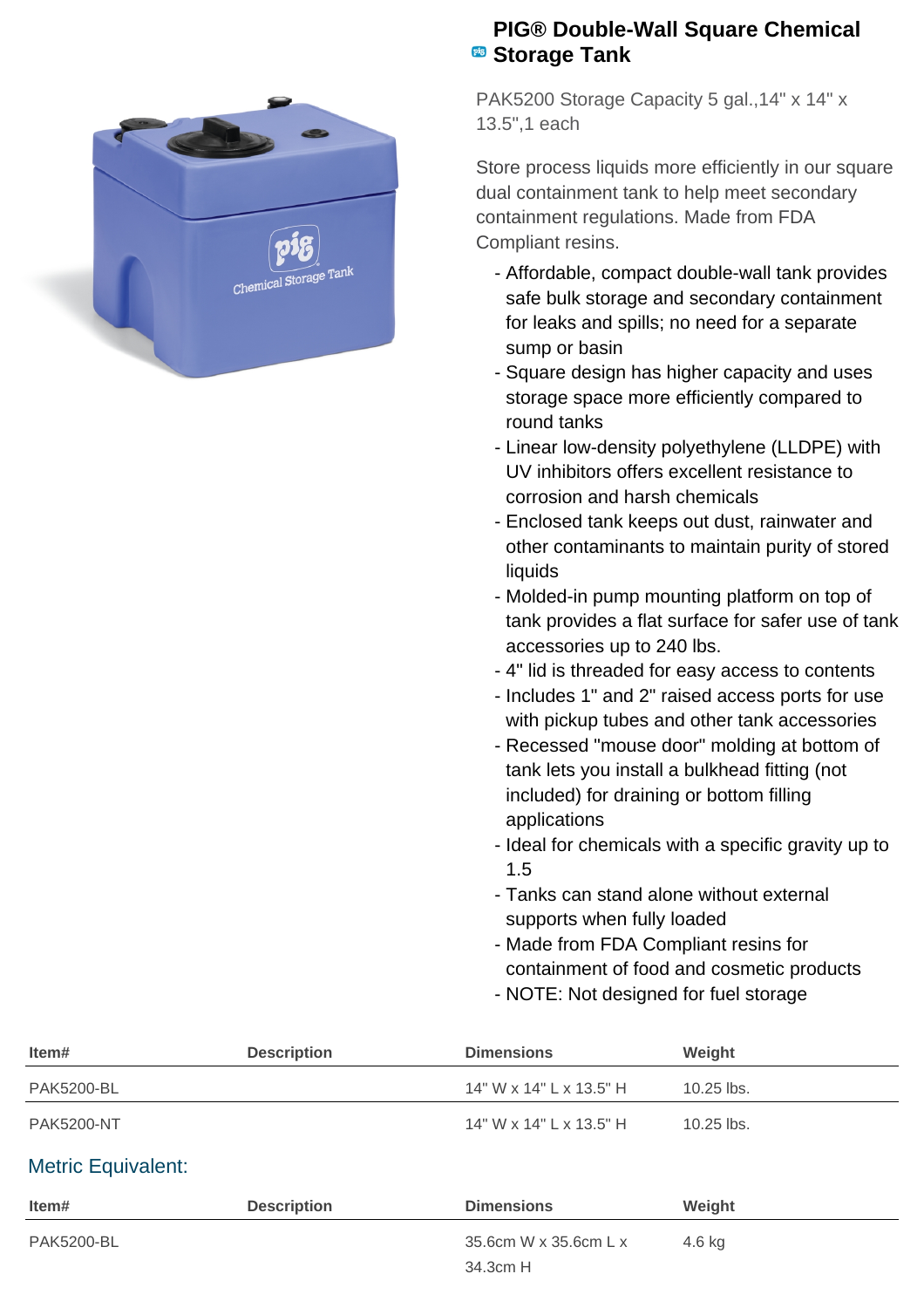# PIG® Double-Wall Square Chemical Storage Tank

PAK5200 Storage Capacity 5 gal.,14" x 14" x 13.5",1 each

Store process liquids more efficiently in our square dual containment tank to help meet secondary containment regulations. Made from FDA Compliant resins.

- Affordable, compact double-wall tank provides safe bulk storage and secondary containment for leaks and spills; no need for a separate sump or basin
- Square design has higher capacity and uses storage space more efficiently compared to round tanks
- Linear low-density polyethylene (LLDPE) with UV inhibitors offers excellent resistance to corrosion and harsh chemicals
- Enclosed tank keeps out dust, rainwater and other contaminants to maintain purity of stored liquids
- Molded-in pump mounting platform on top of tank provides a flat surface for safer use of tank accessories up to 240 lbs.
- 4" lid is threaded for easy access to contents
- Includes 1" and 2" raised access ports for use with pickup tubes and other tank accessories
- Recessed "mouse door" molding at bottom of tank lets you install a bulkhead fitting (not included) for draining or bottom filling applications
- Ideal for chemicals with a specific gravity up to 1.5
- Tanks can stand alone without external supports when fully loaded
- Made from FDA Compliant resins for containment of food and cosmetic products
- NOTE: Not designed for fuel storage

| Item# | Description | Dimensions | Weight |
|---|---|---|---|
| PAK5200-BL | | 14" W x 14" L x 13.5" H | 10.25 lbs. |
| PAK5200-NT | | 14" W x 14" L x 13.5" H | 10.25 lbs. |

## Metric Equivalent:

| Item# | Description | Dimensions | Weight |
|---|---|---|---|
| PAK5200-BL | | 35.6cm W x 35.6cm L x 34.3cm H | 4.6 kg |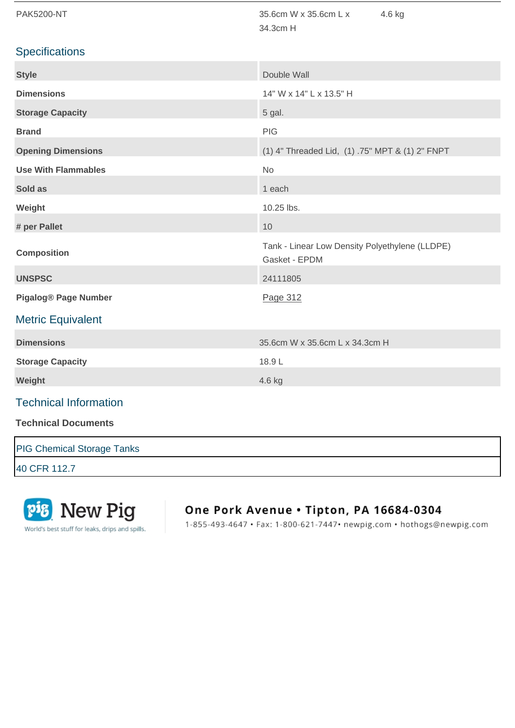| | | |
|---|---|---|
| PAK5200-NT | 35.6cm W x 35.6cm L x 34.3cm H | 4.6 kg |

## Specifications

| | |
|---|---|
| **Style** | Double Wall |
| **Dimensions** | 14" W x 14" L x 13.5" H |
| **Storage Capacity** | 5 gal. |
| **Brand** | PIG |
| **Opening Dimensions** | (1) 4" Threaded Lid, (1) .75" MPT & (1) 2" FNPT |
| **Use With Flammables** | No |
| **Sold as** | 1 each |
| **Weight** | 10.25 lbs. |
| **# per Pallet** | 10 |
| **Composition** | Tank - Linear Low Density Polyethylene (LLDPE)<br>Gasket - EPDM |
| **UNSPSC** | 24111805 |
| **Pigalog® Page Number** | Page 312 |

## Metric Equivalent

| | |
|---|---|
| **Dimensions** | 35.6cm W x 35.6cm L x 34.3cm H |
| **Storage Capacity** | 18.9 L |
| **Weight** | 4.6 kg |

## Technical Information

**Technical Documents**

| |
|---|
| PIG Chemical Storage Tanks |
| 40 CFR 112.7 |

New Pig
World's best stuff for leaks, drips and spills.

**One Pork Avenue • Tipton, PA 16684-0304**

1-855-493-4647 • Fax: 1-800-621-7447• newpig.com • hothogs@newpig.com